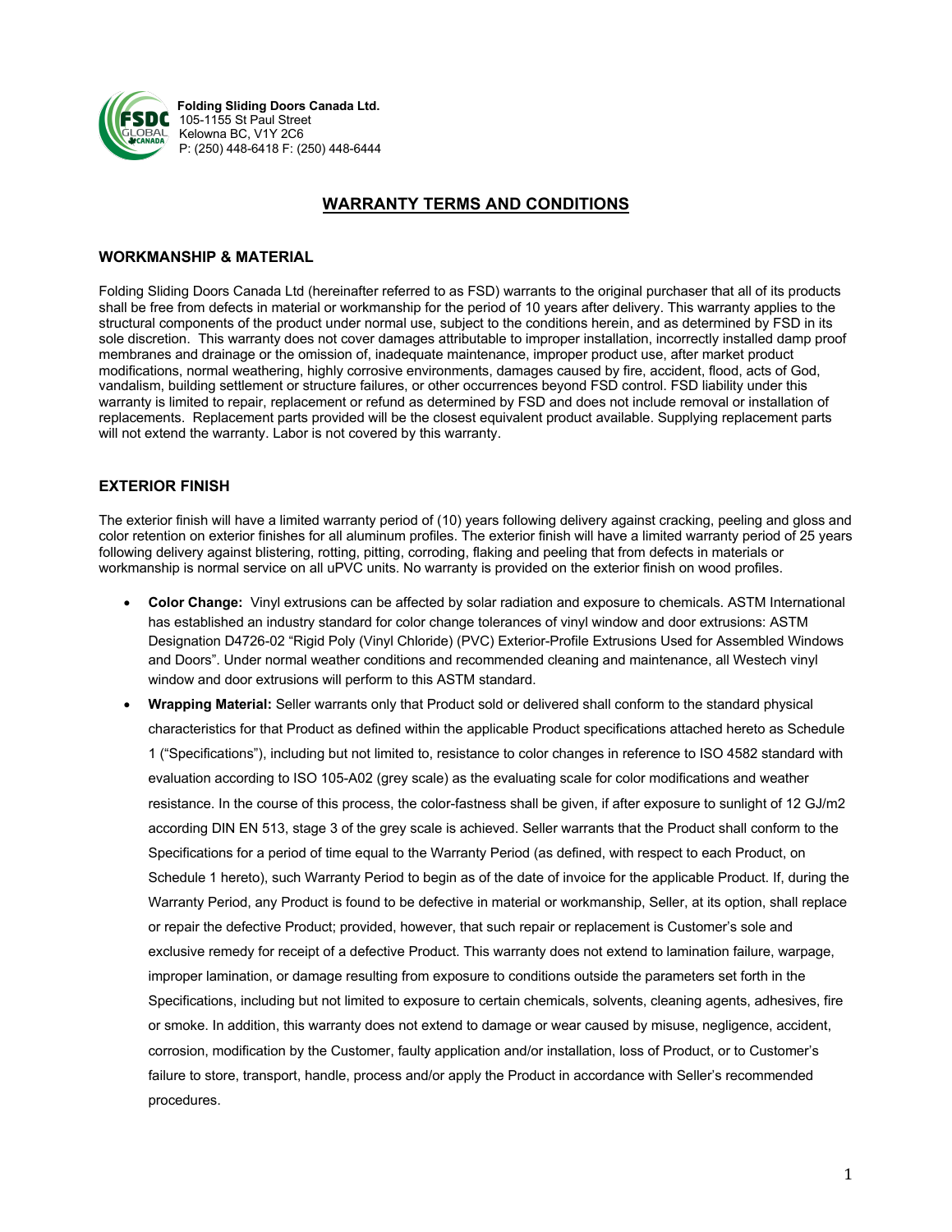**Folding Sliding Doors Canada Ltd.**
105-1155 St Paul Street
Kelowna BC, V1Y 2C6
P: (250) 448-6418 F: (250) 448-6444

# WARRANTY TERMS AND CONDITIONS

## WORKMANSHIP & MATERIAL

Folding Sliding Doors Canada Ltd (hereinafter referred to as FSD) warrants to the original purchaser that all of its products shall be free from defects in material or workmanship for the period of 10 years after delivery. This warranty applies to the structural components of the product under normal use, subject to the conditions herein, and as determined by FSD in its sole discretion. This warranty does not cover damages attributable to improper installation, incorrectly installed damp proof membranes and drainage or the omission of, inadequate maintenance, improper product use, after market product modifications, normal weathering, highly corrosive environments, damages caused by fire, accident, flood, acts of God, vandalism, building settlement or structure failures, or other occurrences beyond FSD control. FSD liability under this warranty is limited to repair, replacement or refund as determined by FSD and does not include removal or installation of replacements. Replacement parts provided will be the closest equivalent product available. Supplying replacement parts will not extend the warranty. Labor is not covered by this warranty.

## EXTERIOR FINISH

The exterior finish will have a limited warranty period of (10) years following delivery against cracking, peeling and gloss and color retention on exterior finishes for all aluminum profiles. The exterior finish will have a limited warranty period of 25 years following delivery against blistering, rotting, pitting, corroding, flaking and peeling that from defects in materials or workmanship is normal service on all uPVC units. No warranty is provided on the exterior finish on wood profiles.

- **Color Change:** Vinyl extrusions can be affected by solar radiation and exposure to chemicals. ASTM International has established an industry standard for color change tolerances of vinyl window and door extrusions: ASTM Designation D4726-02 "Rigid Poly (Vinyl Chloride) (PVC) Exterior-Profile Extrusions Used for Assembled Windows and Doors". Under normal weather conditions and recommended cleaning and maintenance, all Westech vinyl window and door extrusions will perform to this ASTM standard.
- **Wrapping Material:** Seller warrants only that Product sold or delivered shall conform to the standard physical characteristics for that Product as defined within the applicable Product specifications attached hereto as Schedule 1 ("Specifications"), including but not limited to, resistance to color changes in reference to ISO 4582 standard with evaluation according to ISO 105-A02 (grey scale) as the evaluating scale for color modifications and weather resistance. In the course of this process, the color-fastness shall be given, if after exposure to sunlight of 12 GJ/m2 according DIN EN 513, stage 3 of the grey scale is achieved. Seller warrants that the Product shall conform to the Specifications for a period of time equal to the Warranty Period (as defined, with respect to each Product, on Schedule 1 hereto), such Warranty Period to begin as of the date of invoice for the applicable Product. If, during the Warranty Period, any Product is found to be defective in material or workmanship, Seller, at its option, shall replace or repair the defective Product; provided, however, that such repair or replacement is Customer's sole and exclusive remedy for receipt of a defective Product. This warranty does not extend to lamination failure, warpage, improper lamination, or damage resulting from exposure to conditions outside the parameters set forth in the Specifications, including but not limited to exposure to certain chemicals, solvents, cleaning agents, adhesives, fire or smoke. In addition, this warranty does not extend to damage or wear caused by misuse, negligence, accident, corrosion, modification by the Customer, faulty application and/or installation, loss of Product, or to Customer's failure to store, transport, handle, process and/or apply the Product in accordance with Seller's recommended procedures.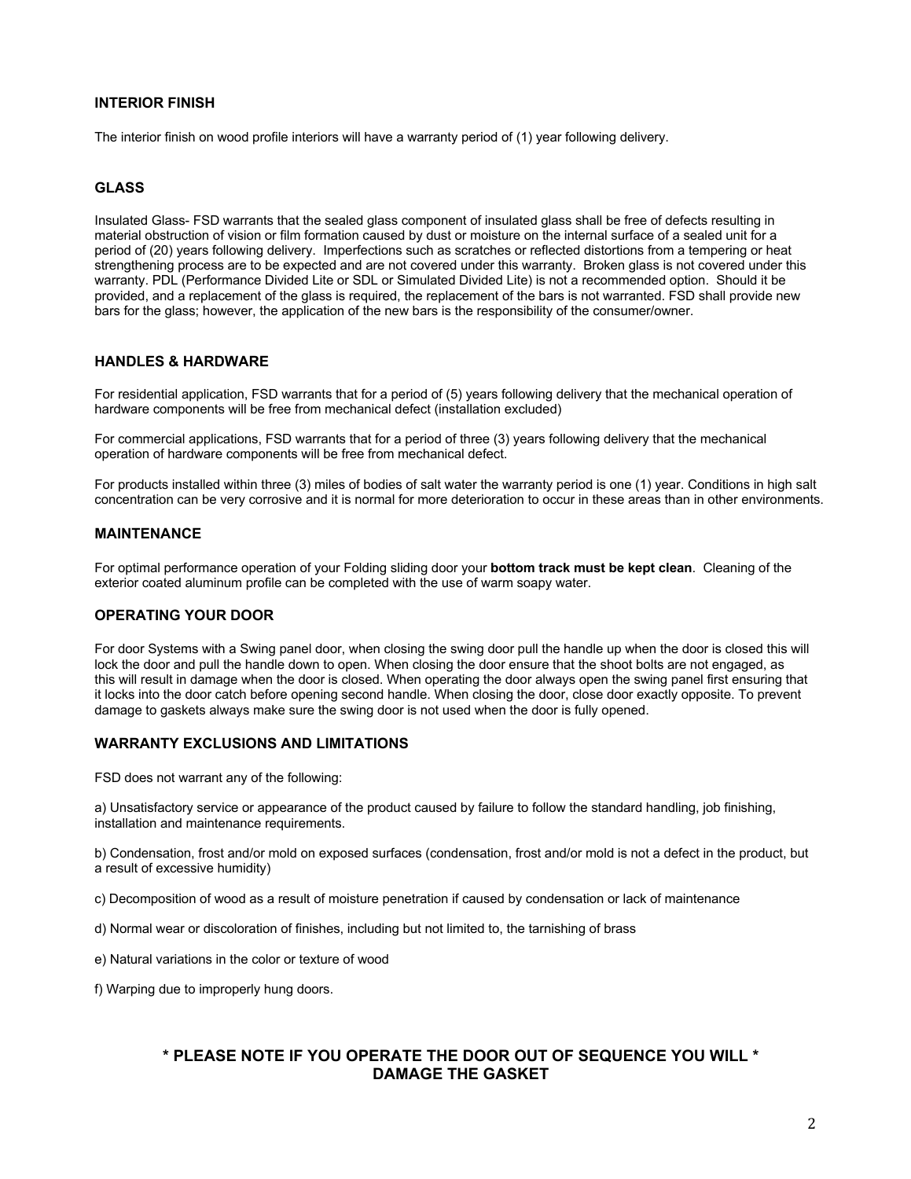## INTERIOR FINISH

The interior finish on wood profile interiors will have a warranty period of (1) year following delivery.

## GLASS

Insulated Glass- FSD warrants that the sealed glass component of insulated glass shall be free of defects resulting in material obstruction of vision or film formation caused by dust or moisture on the internal surface of a sealed unit for a period of (20) years following delivery. Imperfections such as scratches or reflected distortions from a tempering or heat strengthening process are to be expected and are not covered under this warranty. Broken glass is not covered under this warranty. PDL (Performance Divided Lite or SDL or Simulated Divided Lite) is not a recommended option. Should it be provided, and a replacement of the glass is required, the replacement of the bars is not warranted. FSD shall provide new bars for the glass; however, the application of the new bars is the responsibility of the consumer/owner.

## HANDLES & HARDWARE

For residential application, FSD warrants that for a period of (5) years following delivery that the mechanical operation of hardware components will be free from mechanical defect (installation excluded)

For commercial applications, FSD warrants that for a period of three (3) years following delivery that the mechanical operation of hardware components will be free from mechanical defect.

For products installed within three (3) miles of bodies of salt water the warranty period is one (1) year. Conditions in high salt concentration can be very corrosive and it is normal for more deterioration to occur in these areas than in other environments.

## MAINTENANCE

For optimal performance operation of your Folding sliding door your **bottom track must be kept clean**. Cleaning of the exterior coated aluminum profile can be completed with the use of warm soapy water.

## OPERATING YOUR DOOR

For door Systems with a Swing panel door, when closing the swing door pull the handle up when the door is closed this will lock the door and pull the handle down to open. When closing the door ensure that the shoot bolts are not engaged, as this will result in damage when the door is closed. When operating the door always open the swing panel first ensuring that it locks into the door catch before opening second handle. When closing the door, close door exactly opposite. To prevent damage to gaskets always make sure the swing door is not used when the door is fully opened.

## WARRANTY EXCLUSIONS AND LIMITATIONS

FSD does not warrant any of the following:

a) Unsatisfactory service or appearance of the product caused by failure to follow the standard handling, job finishing, installation and maintenance requirements.

b) Condensation, frost and/or mold on exposed surfaces (condensation, frost and/or mold is not a defect in the product, but a result of excessive humidity)

c) Decomposition of wood as a result of moisture penetration if caused by condensation or lack of maintenance

d) Normal wear or discoloration of finishes, including but not limited to, the tarnishing of brass

e) Natural variations in the color or texture of wood

f) Warping due to improperly hung doors.

**\* PLEASE NOTE IF YOU OPERATE THE DOOR OUT OF SEQUENCE YOU WILL \* DAMAGE THE GASKET**